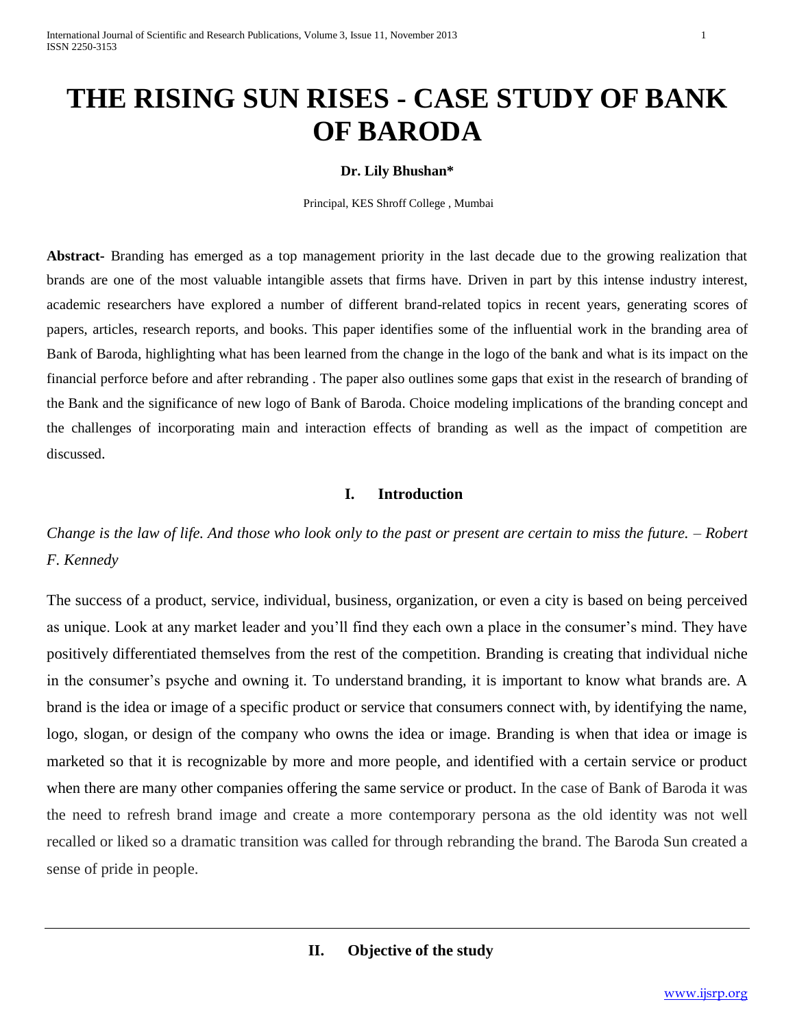# THE RISING SUN RISES - CASE STUDY OF BANK OF BARODA

**Dr. Lily Bhushan***

Principal, KES Shroff College , Mumbai

**Abstract-** Branding has emerged as a top management priority in the last decade due to the growing realization that brands are one of the most valuable intangible assets that firms have. Driven in part by this intense industry interest, academic researchers have explored a number of different brand-related topics in recent years, generating scores of papers, articles, research reports, and books. This paper identifies some of the influential work in the branding area of Bank of Baroda, highlighting what has been learned from the change in the logo of the bank and what is its impact on the financial perforce before and after rebranding . The paper also outlines some gaps that exist in the research of branding of the Bank and the significance of new logo of Bank of Baroda. Choice modeling implications of the branding concept and the challenges of incorporating main and interaction effects of branding as well as the impact of competition are discussed.

## I. Introduction

*Change is the law of life. And those who look only to the past or present are certain to miss the future. – Robert F. Kennedy*

The success of a product, service, individual, business, organization, or even a city is based on being perceived as unique. Look at any market leader and you'll find they each own a place in the consumer's mind. They have positively differentiated themselves from the rest of the competition. Branding is creating that individual niche in the consumer's psyche and owning it. To understand branding, it is important to know what brands are. A brand is the idea or image of a specific product or service that consumers connect with, by identifying the name, logo, slogan, or design of the company who owns the idea or image. Branding is when that idea or image is marketed so that it is recognizable by more and more people, and identified with a certain service or product when there are many other companies offering the same service or product. In the case of Bank of Baroda it was the need to refresh brand image and create a more contemporary persona as the old identity was not well recalled or liked so a dramatic transition was called for through rebranding the brand. The Baroda Sun created a sense of pride in people.

## II. Objective of the study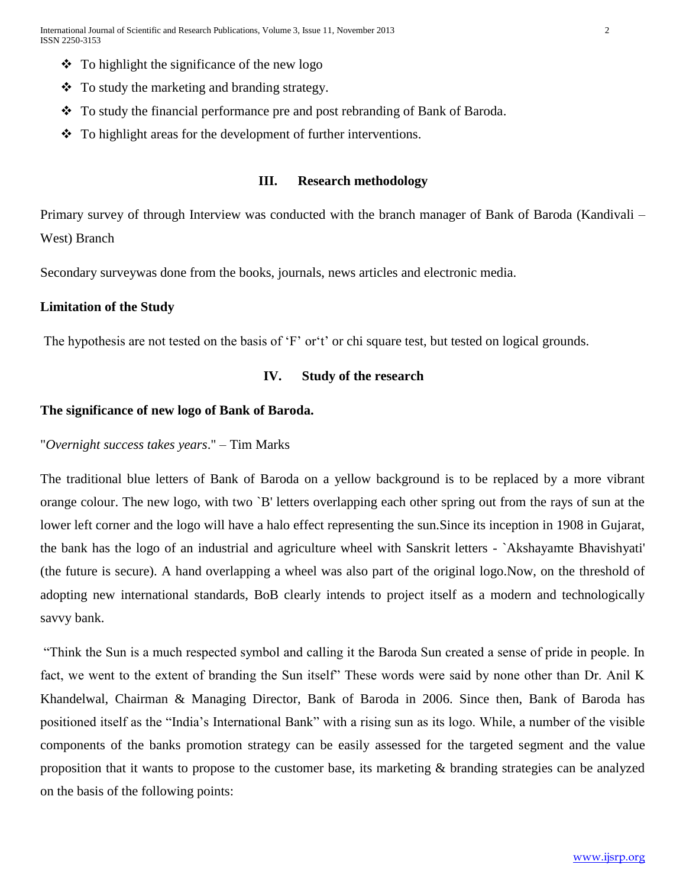- To highlight the significance of the new logo
- To study the marketing and branding strategy.
- To study the financial performance pre and post rebranding of Bank of Baroda.
- To highlight areas for the development of further interventions.

## III. Research methodology

Primary survey of through Interview was conducted with the branch manager of Bank of Baroda (Kandivali – West) Branch

Secondary surveywas done from the books, journals, news articles and electronic media.

**Limitation of the Study**

The hypothesis are not tested on the basis of 'F' or't' or chi square test, but tested on logical grounds.

## IV. Study of the research

**The significance of new logo of Bank of Baroda.**

"*Overnight success takes years*." – Tim Marks

The traditional blue letters of Bank of Baroda on a yellow background is to be replaced by a more vibrant orange colour. The new logo, with two `B' letters overlapping each other spring out from the rays of sun at the lower left corner and the logo will have a halo effect representing the sun.Since its inception in 1908 in Gujarat, the bank has the logo of an industrial and agriculture wheel with Sanskrit letters - `Akshayamte Bhavishyati' (the future is secure). A hand overlapping a wheel was also part of the original logo.Now, on the threshold of adopting new international standards, BoB clearly intends to project itself as a modern and technologically savvy bank.

"Think the Sun is a much respected symbol and calling it the Baroda Sun created a sense of pride in people. In fact, we went to the extent of branding the Sun itself" These words were said by none other than Dr. Anil K Khandelwal, Chairman & Managing Director, Bank of Baroda in 2006. Since then, Bank of Baroda has positioned itself as the "India's International Bank" with a rising sun as its logo. While, a number of the visible components of the banks promotion strategy can be easily assessed for the targeted segment and the value proposition that it wants to propose to the customer base, its marketing & branding strategies can be analyzed on the basis of the following points: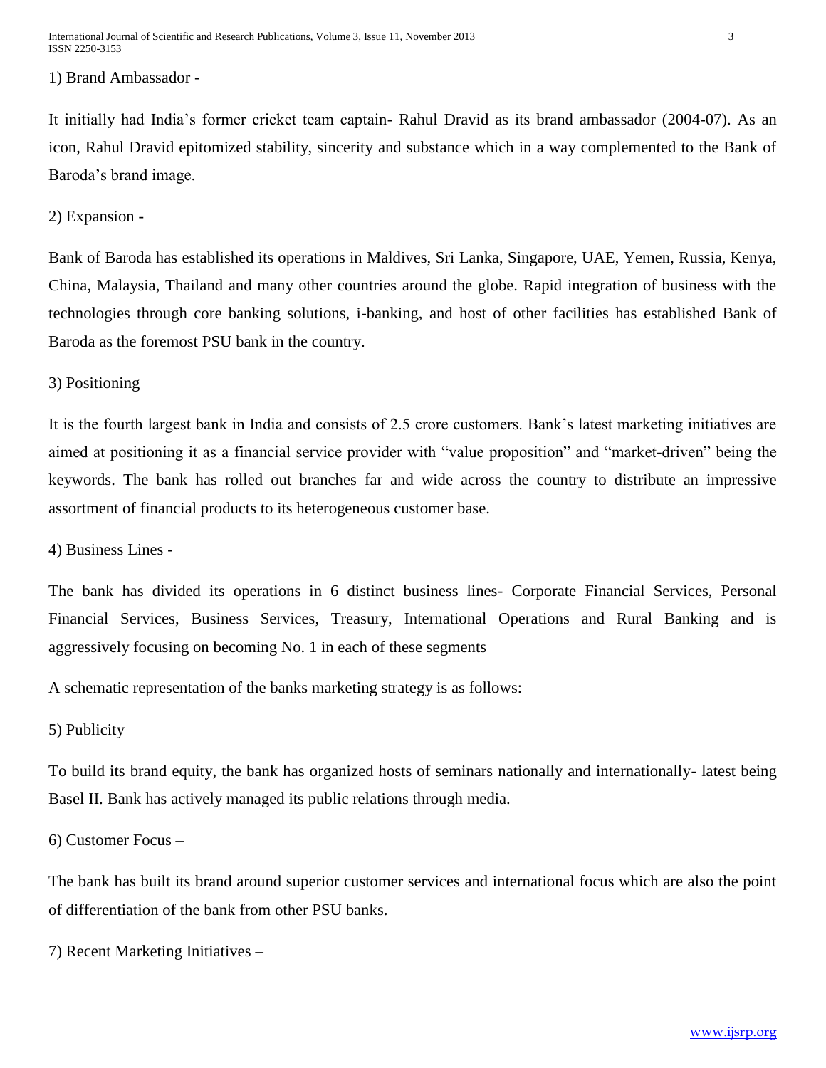1) Brand Ambassador -

It initially had India's former cricket team captain- Rahul Dravid as its brand ambassador (2004-07). As an icon, Rahul Dravid epitomized stability, sincerity and substance which in a way complemented to the Bank of Baroda's brand image.

2) Expansion -

Bank of Baroda has established its operations in Maldives, Sri Lanka, Singapore, UAE, Yemen, Russia, Kenya, China, Malaysia, Thailand and many other countries around the globe. Rapid integration of business with the technologies through core banking solutions, i-banking, and host of other facilities has established Bank of Baroda as the foremost PSU bank in the country.

3) Positioning –

It is the fourth largest bank in India and consists of 2.5 crore customers. Bank's latest marketing initiatives are aimed at positioning it as a financial service provider with "value proposition" and "market-driven" being the keywords. The bank has rolled out branches far and wide across the country to distribute an impressive assortment of financial products to its heterogeneous customer base.

4) Business Lines -

The bank has divided its operations in 6 distinct business lines- Corporate Financial Services, Personal Financial Services, Business Services, Treasury, International Operations and Rural Banking and is aggressively focusing on becoming No. 1 in each of these segments

A schematic representation of the banks marketing strategy is as follows:

5) Publicity –

To build its brand equity, the bank has organized hosts of seminars nationally and internationally- latest being Basel II. Bank has actively managed its public relations through media.

6) Customer Focus –

The bank has built its brand around superior customer services and international focus which are also the point of differentiation of the bank from other PSU banks.

7) Recent Marketing Initiatives –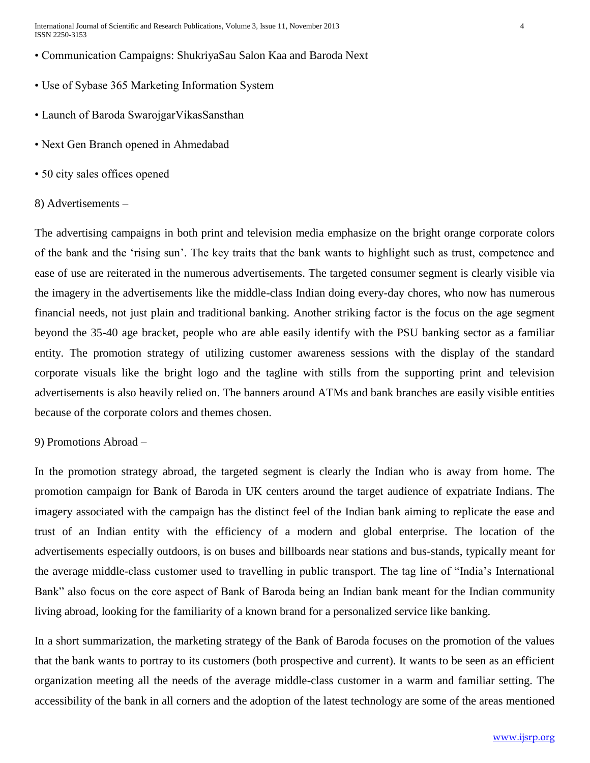- Communication Campaigns: ShukriyaSau Salon Kaa and Baroda Next
- Use of Sybase 365 Marketing Information System
- Launch of Baroda SwarojgarVikasSansthan
- Next Gen Branch opened in Ahmedabad
- 50 city sales offices opened

8) Advertisements –

The advertising campaigns in both print and television media emphasize on the bright orange corporate colors of the bank and the 'rising sun'. The key traits that the bank wants to highlight such as trust, competence and ease of use are reiterated in the numerous advertisements. The targeted consumer segment is clearly visible via the imagery in the advertisements like the middle-class Indian doing every-day chores, who now has numerous financial needs, not just plain and traditional banking. Another striking factor is the focus on the age segment beyond the 35-40 age bracket, people who are able easily identify with the PSU banking sector as a familiar entity. The promotion strategy of utilizing customer awareness sessions with the display of the standard corporate visuals like the bright logo and the tagline with stills from the supporting print and television advertisements is also heavily relied on. The banners around ATMs and bank branches are easily visible entities because of the corporate colors and themes chosen.

9) Promotions Abroad –

In the promotion strategy abroad, the targeted segment is clearly the Indian who is away from home. The promotion campaign for Bank of Baroda in UK centers around the target audience of expatriate Indians. The imagery associated with the campaign has the distinct feel of the Indian bank aiming to replicate the ease and trust of an Indian entity with the efficiency of a modern and global enterprise. The location of the advertisements especially outdoors, is on buses and billboards near stations and bus-stands, typically meant for the average middle-class customer used to travelling in public transport. The tag line of "India's International Bank" also focus on the core aspect of Bank of Baroda being an Indian bank meant for the Indian community living abroad, looking for the familiarity of a known brand for a personalized service like banking.

In a short summarization, the marketing strategy of the Bank of Baroda focuses on the promotion of the values that the bank wants to portray to its customers (both prospective and current). It wants to be seen as an efficient organization meeting all the needs of the average middle-class customer in a warm and familiar setting. The accessibility of the bank in all corners and the adoption of the latest technology are some of the areas mentioned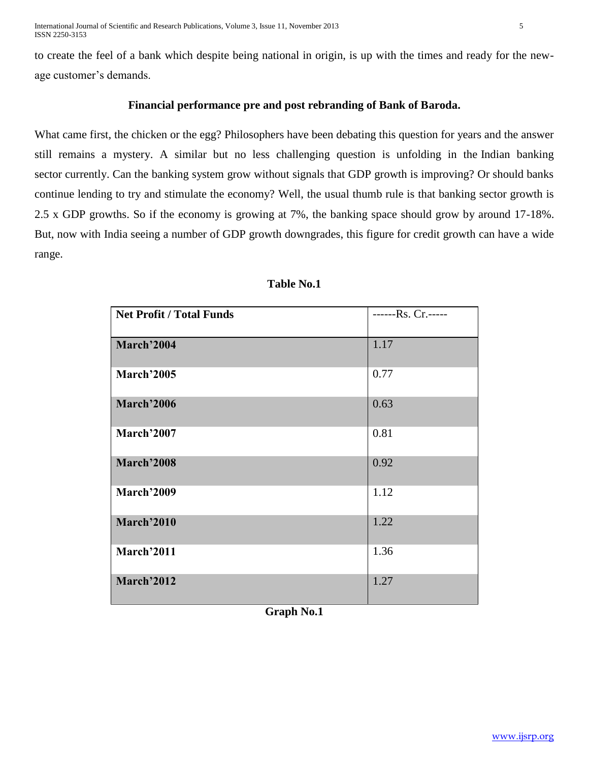to create the feel of a bank which despite being national in origin, is up with the times and ready for the new-age customer's demands.

### Financial performance pre and post rebranding of Bank of Baroda.

What came first, the chicken or the egg? Philosophers have been debating this question for years and the answer still remains a mystery. A similar but no less challenging question is unfolding in the Indian banking sector currently. Can the banking system grow without signals that GDP growth is improving? Or should banks continue lending to try and stimulate the economy? Well, the usual thumb rule is that banking sector growth is 2.5 x GDP growths. So if the economy is growing at 7%, the banking space should grow by around 17-18%. But, now with India seeing a number of GDP growth downgrades, this figure for credit growth can have a wide range.

**Table No.1**

| **Net Profit / Total Funds** | ------Rs. Cr.----- |
|---|---|
| **March'2004** | 1.17 |
| **March'2005** | 0.77 |
| **March'2006** | 0.63 |
| **March'2007** | 0.81 |
| **March'2008** | 0.92 |
| **March'2009** | 1.12 |
| **March'2010** | 1.22 |
| **March'2011** | 1.36 |
| **March'2012** | 1.27 |

**Graph No.1**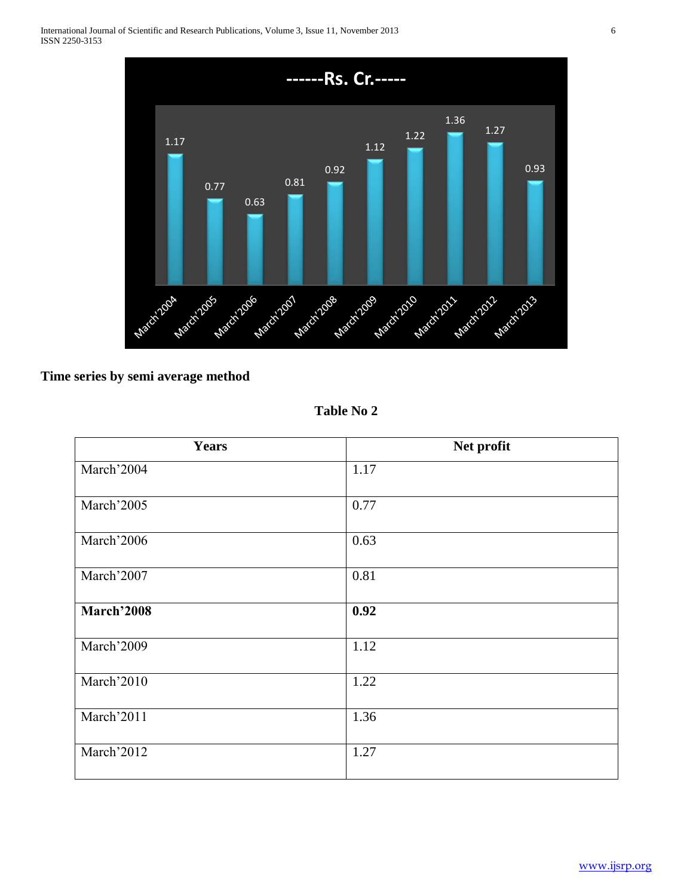------Rs. Cr.-----

| March'2004 | March'2005 | March'2006 | March'2007 | March'2008 | March'2009 | March'2010 | March'2011 | March'2012 | March'2013 |
|---|---|---|---|---|---|---|---|---|---|
| 1.17 | 0.77 | 0.63 | 0.81 | 0.92 | 1.12 | 1.22 | 1.36 | 1.27 | 0.93 |

**Time series by semi average method**

**Table No 2**

| Years | Net profit |
|---|---|
| March'2004 | 1.17 |
| March'2005 | 0.77 |
| March'2006 | 0.63 |
| March'2007 | 0.81 |
| **March'2008** | **0.92** |
| March'2009 | 1.12 |
| March'2010 | 1.22 |
| March'2011 | 1.36 |
| March'2012 | 1.27 |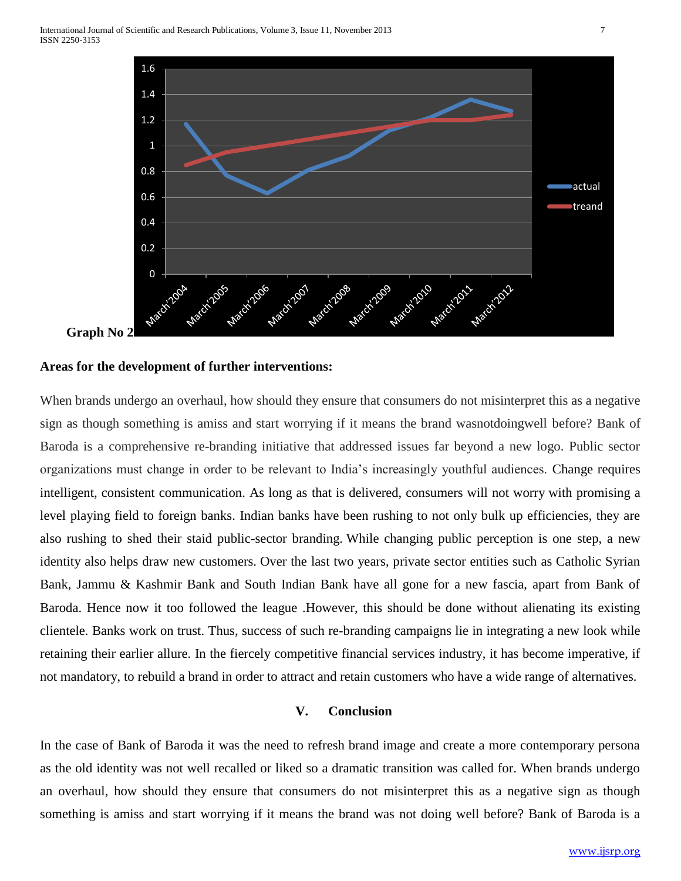Graph No 2

**Areas for the development of further interventions:**

When brands undergo an overhaul, how should they ensure that consumers do not misinterpret this as a negative sign as though something is amiss and start worrying if it means the brand wasnotdoingwell before? Bank of Baroda is a comprehensive re-branding initiative that addressed issues far beyond a new logo. Public sector organizations must change in order to be relevant to India's increasingly youthful audiences. Change requires intelligent, consistent communication. As long as that is delivered, consumers will not worry with promising a level playing field to foreign banks. Indian banks have been rushing to not only bulk up efficiencies, they are also rushing to shed their staid public-sector branding. While changing public perception is one step, a new identity also helps draw new customers. Over the last two years, private sector entities such as Catholic Syrian Bank, Jammu & Kashmir Bank and South Indian Bank have all gone for a new fascia, apart from Bank of Baroda. Hence now it too followed the league .However, this should be done without alienating its existing clientele. Banks work on trust. Thus, success of such re-branding campaigns lie in integrating a new look while retaining their earlier allure. In the fiercely competitive financial services industry, it has become imperative, if not mandatory, to rebuild a brand in order to attract and retain customers who have a wide range of alternatives.

## V. Conclusion

In the case of Bank of Baroda it was the need to refresh brand image and create a more contemporary persona as the old identity was not well recalled or liked so a dramatic transition was called for. When brands undergo an overhaul, how should they ensure that consumers do not misinterpret this as a negative sign as though something is amiss and start worrying if it means the brand was not doing well before? Bank of Baroda is a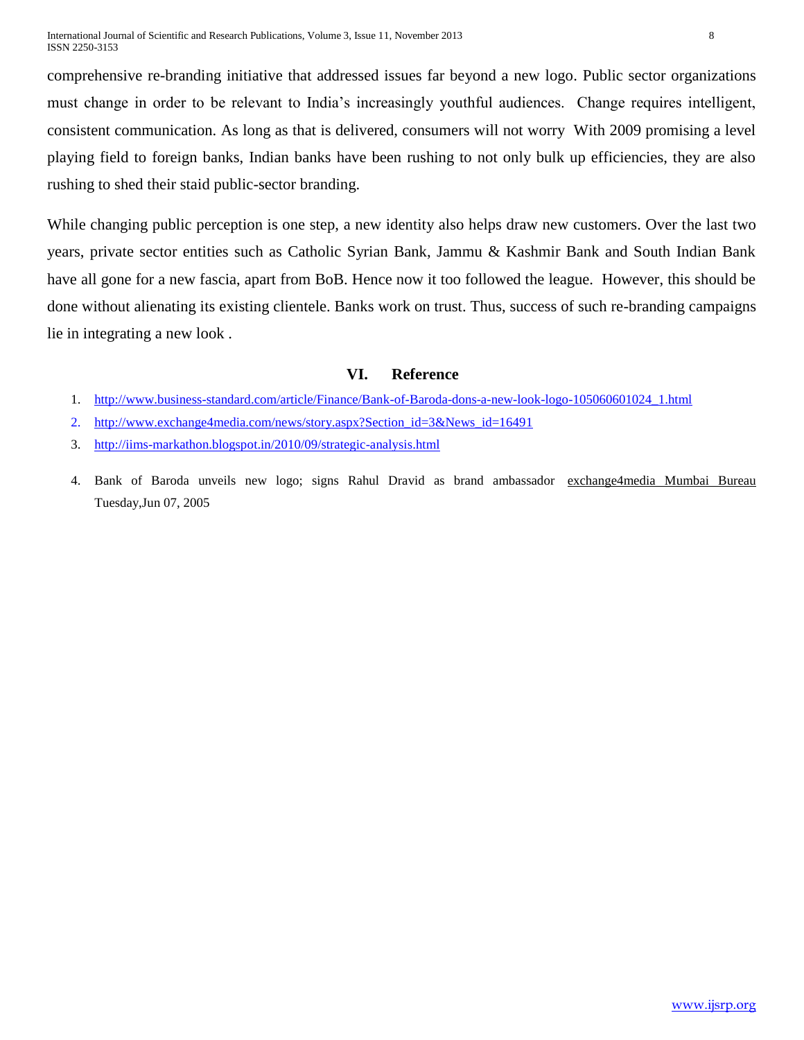comprehensive re-branding initiative that addressed issues far beyond a new logo. Public sector organizations must change in order to be relevant to India's increasingly youthful audiences. Change requires intelligent, consistent communication. As long as that is delivered, consumers will not worry With 2009 promising a level playing field to foreign banks, Indian banks have been rushing to not only bulk up efficiencies, they are also rushing to shed their staid public-sector branding.

While changing public perception is one step, a new identity also helps draw new customers. Over the last two years, private sector entities such as Catholic Syrian Bank, Jammu & Kashmir Bank and South Indian Bank have all gone for a new fascia, apart from BoB. Hence now it too followed the league. However, this should be done without alienating its existing clientele. Banks work on trust. Thus, success of such re-branding campaigns lie in integrating a new look .

## VI. Reference

1. http://www.business-standard.com/article/Finance/Bank-of-Baroda-dons-a-new-look-logo-105060601024_1.html
2. http://www.exchange4media.com/news/story.aspx?Section_id=3&News_id=16491
3. http://iims-markathon.blogspot.in/2010/09/strategic-analysis.html
4. Bank of Baroda unveils new logo; signs Rahul Dravid as brand ambassador exchange4media Mumbai Bureau Tuesday,Jun 07, 2005